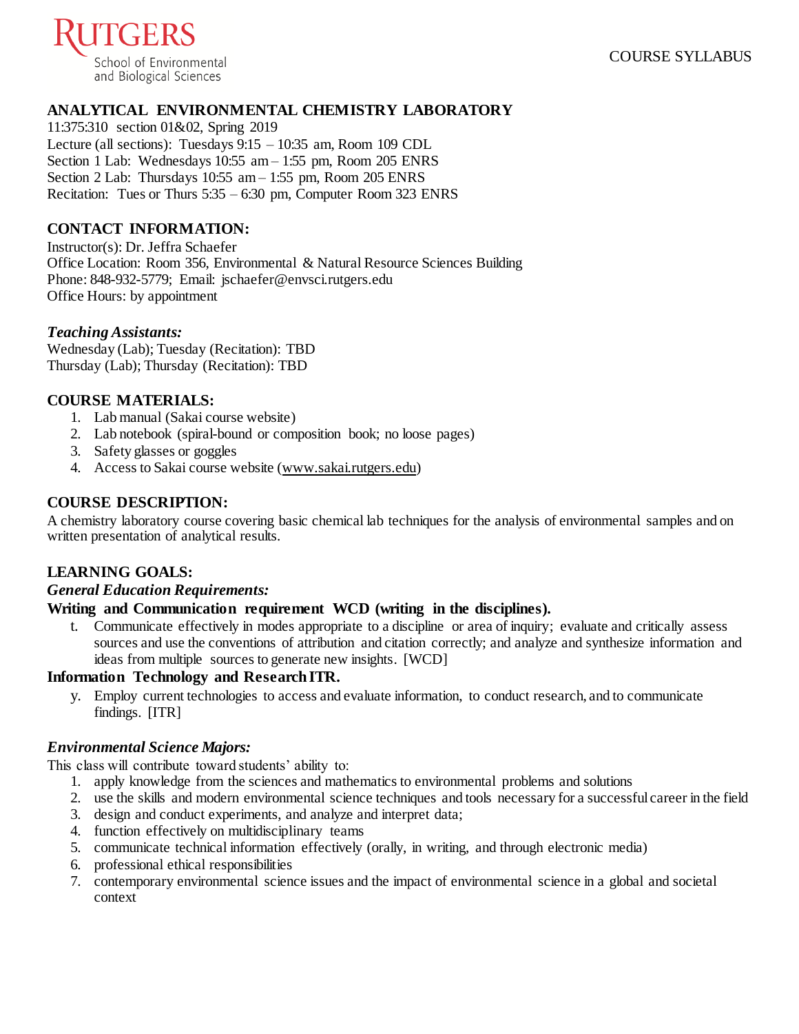RUTGERS
School of Environmental
and Biological Sciences

COURSE SYLLABUS

## ANALYTICAL ENVIRONMENTAL CHEMISTRY LABORATORY

11:375:310 section 01&02, Spring 2019
Lecture (all sections): Tuesdays 9:15 – 10:35 am, Room 109 CDL
Section 1 Lab: Wednesdays 10:55 am – 1:55 pm, Room 205 ENRS
Section 2 Lab: Thursdays 10:55 am – 1:55 pm, Room 205 ENRS
Recitation: Tues or Thurs 5:35 – 6:30 pm, Computer Room 323 ENRS

## CONTACT INFORMATION:

Instructor(s): Dr. Jeffra Schaefer
Office Location: Room 356, Environmental & Natural Resource Sciences Building
Phone: 848-932-5779; Email: jschaefer@envsci.rutgers.edu
Office Hours: by appointment

### *Teaching Assistants:*

Wednesday (Lab); Tuesday (Recitation): TBD
Thursday (Lab); Thursday (Recitation): TBD

## COURSE MATERIALS:

1. Lab manual (Sakai course website)
2. Lab notebook (spiral-bound or composition book; no loose pages)
3. Safety glasses or goggles
4. Access to Sakai course website (www.sakai.rutgers.edu)

## COURSE DESCRIPTION:

A chemistry laboratory course covering basic chemical lab techniques for the analysis of environmental samples and on written presentation of analytical results.

## LEARNING GOALS:

### *General Education Requirements:*

**Writing and Communication requirement WCD (writing in the disciplines).**

t. Communicate effectively in modes appropriate to a discipline or area of inquiry; evaluate and critically assess sources and use the conventions of attribution and citation correctly; and analyze and synthesize information and ideas from multiple sources to generate new insights. [WCD]

**Information Technology and Research ITR.**

y. Employ current technologies to access and evaluate information, to conduct research, and to communicate findings. [ITR]

### *Environmental Science Majors:*

This class will contribute toward students' ability to:

1. apply knowledge from the sciences and mathematics to environmental problems and solutions
2. use the skills and modern environmental science techniques and tools necessary for a successful career in the field
3. design and conduct experiments, and analyze and interpret data;
4. function effectively on multidisciplinary teams
5. communicate technical information effectively (orally, in writing, and through electronic media)
6. professional ethical responsibilities
7. contemporary environmental science issues and the impact of environmental science in a global and societal context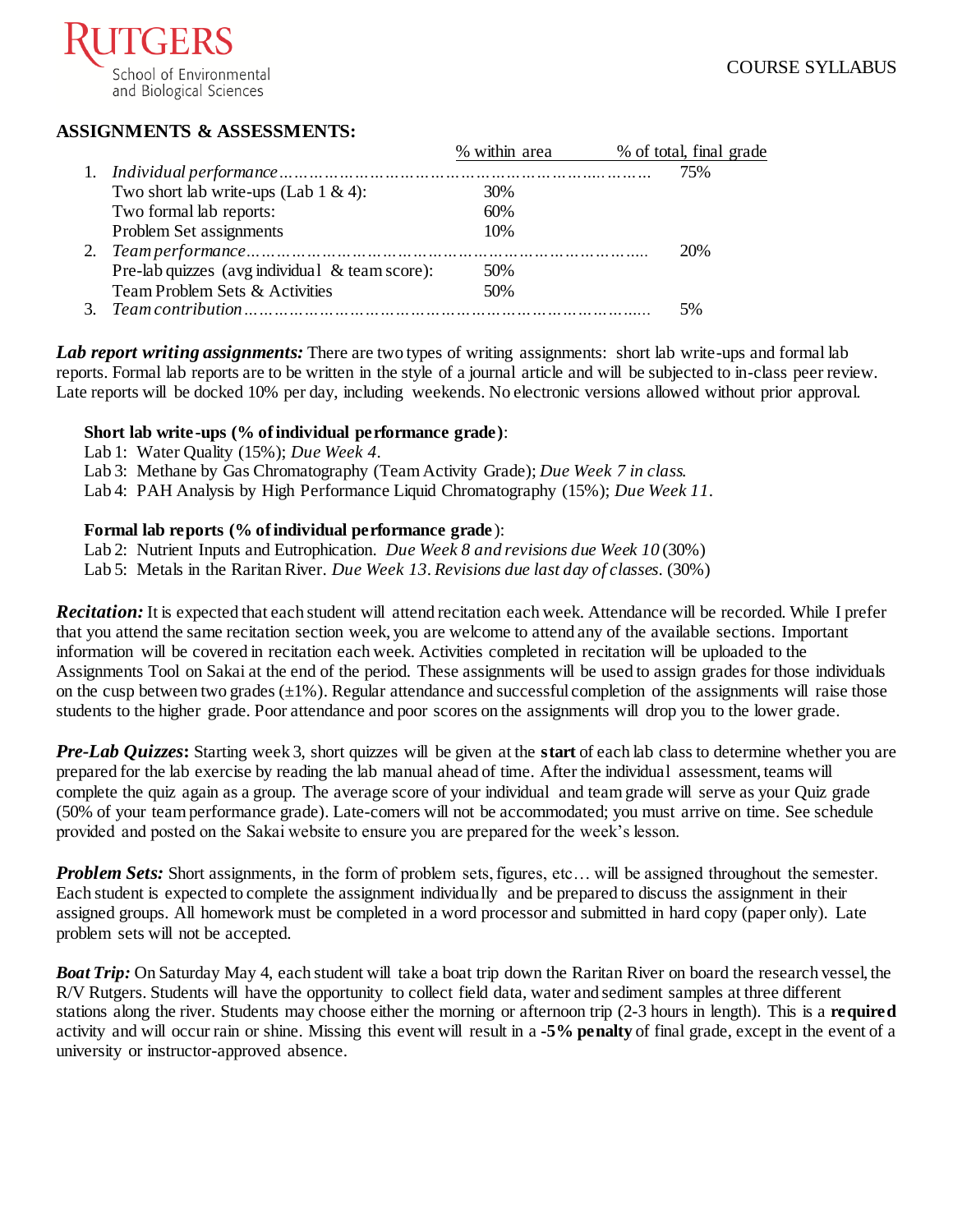## ASSIGNMENTS & ASSESSMENTS:

| | % within area | % of total, final grade |
|---|---|---|
| 1. *Individual performance* | | 75% |
| Two short lab write-ups (Lab 1 & 4): | 30% | |
| Two formal lab reports: | 60% | |
| Problem Set assignments | 10% | |
| 2. *Team performance* | | 20% |
| Pre-lab quizzes (avg individual & team score): | 50% | |
| Team Problem Sets & Activities | 50% | |
| 3. *Team contribution* | | 5% |

***Lab report writing assignments:*** There are two types of writing assignments: short lab write-ups and formal lab reports. Formal lab reports are to be written in the style of a journal article and will be subjected to in-class peer review. Late reports will be docked 10% per day, including weekends. No electronic versions allowed without prior approval.

**Short lab write-ups (% of individual performance grade)**:

Lab 1: Water Quality (15%); *Due Week 4*.
Lab 3: Methane by Gas Chromatography (Team Activity Grade); *Due Week 7 in class*.
Lab 4: PAH Analysis by High Performance Liquid Chromatography (15%); *Due Week 11*.

**Formal lab reports (% of individual performance grade)**:

Lab 2: Nutrient Inputs and Eutrophication. *Due Week 8 and revisions due Week 10* (30%)
Lab 5: Metals in the Raritan River. *Due Week 13*. *Revisions due last day of classes.* (30%)

***Recitation:*** It is expected that each student will attend recitation each week. Attendance will be recorded. While I prefer that you attend the same recitation section week, you are welcome to attend any of the available sections. Important information will be covered in recitation each week. Activities completed in recitation will be uploaded to the Assignments Tool on Sakai at the end of the period. These assignments will be used to assign grades for those individuals on the cusp between two grades (±1%). Regular attendance and successful completion of the assignments will raise those students to the higher grade. Poor attendance and poor scores on the assignments will drop you to the lower grade.

***Pre-Lab Quizzes*:** Starting week 3, short quizzes will be given at the **start** of each lab class to determine whether you are prepared for the lab exercise by reading the lab manual ahead of time. After the individual assessment, teams will complete the quiz again as a group. The average score of your individual and team grade will serve as your Quiz grade (50% of your team performance grade). Late-comers will not be accommodated; you must arrive on time. See schedule provided and posted on the Sakai website to ensure you are prepared for the week's lesson.

***Problem Sets:*** Short assignments, in the form of problem sets, figures, etc… will be assigned throughout the semester. Each student is expected to complete the assignment individually and be prepared to discuss the assignment in their assigned groups. All homework must be completed in a word processor and submitted in hard copy (paper only). Late problem sets will not be accepted.

***Boat Trip:*** On Saturday May 4, each student will take a boat trip down the Raritan River on board the research vessel, the R/V Rutgers. Students will have the opportunity to collect field data, water and sediment samples at three different stations along the river. Students may choose either the morning or afternoon trip (2-3 hours in length). This is a **required** activity and will occur rain or shine. Missing this event will result in a **-5% penalty** of final grade, except in the event of a university or instructor-approved absence.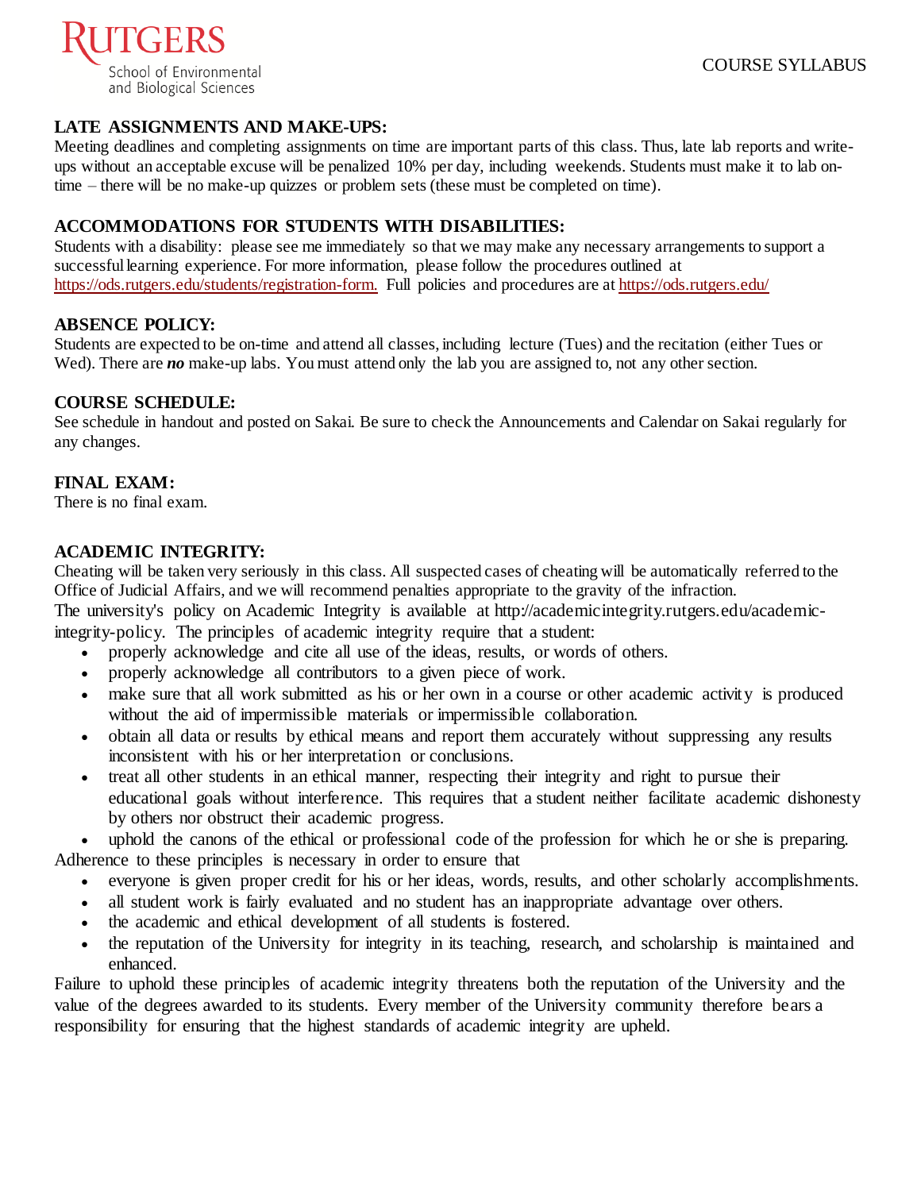## LATE ASSIGNMENTS AND MAKE-UPS:

Meeting deadlines and completing assignments on time are important parts of this class. Thus, late lab reports and write-ups without an acceptable excuse will be penalized 10% per day, including weekends. Students must make it to lab on-time – there will be no make-up quizzes or problem sets (these must be completed on time).

## ACCOMMODATIONS FOR STUDENTS WITH DISABILITIES:

Students with a disability: please see me immediately so that we may make any necessary arrangements to support a successful learning experience. For more information, please follow the procedures outlined at https://ods.rutgers.edu/students/registration-form. Full policies and procedures are at https://ods.rutgers.edu/

## ABSENCE POLICY:

Students are expected to be on-time and attend all classes, including lecture (Tues) and the recitation (either Tues or Wed). There are ***no*** make-up labs. You must attend only the lab you are assigned to, not any other section.

## COURSE SCHEDULE:

See schedule in handout and posted on Sakai. Be sure to check the Announcements and Calendar on Sakai regularly for any changes.

## FINAL EXAM:

There is no final exam.

## ACADEMIC INTEGRITY:

Cheating will be taken very seriously in this class. All suspected cases of cheating will be automatically referred to the Office of Judicial Affairs, and we will recommend penalties appropriate to the gravity of the infraction.

The university's policy on Academic Integrity is available at http://academicintegrity.rutgers.edu/academic-integrity-policy. The principles of academic integrity require that a student:

- properly acknowledge and cite all use of the ideas, results, or words of others.
- properly acknowledge all contributors to a given piece of work.
- make sure that all work submitted as his or her own in a course or other academic activity is produced without the aid of impermissible materials or impermissible collaboration.
- obtain all data or results by ethical means and report them accurately without suppressing any results inconsistent with his or her interpretation or conclusions.
- treat all other students in an ethical manner, respecting their integrity and right to pursue their educational goals without interference. This requires that a student neither facilitate academic dishonesty by others nor obstruct their academic progress.
- uphold the canons of the ethical or professional code of the profession for which he or she is preparing.

Adherence to these principles is necessary in order to ensure that

- everyone is given proper credit for his or her ideas, words, results, and other scholarly accomplishments.
- all student work is fairly evaluated and no student has an inappropriate advantage over others.
- the academic and ethical development of all students is fostered.
- the reputation of the University for integrity in its teaching, research, and scholarship is maintained and enhanced.

Failure to uphold these principles of academic integrity threatens both the reputation of the University and the value of the degrees awarded to its students. Every member of the University community therefore bears a responsibility for ensuring that the highest standards of academic integrity are upheld.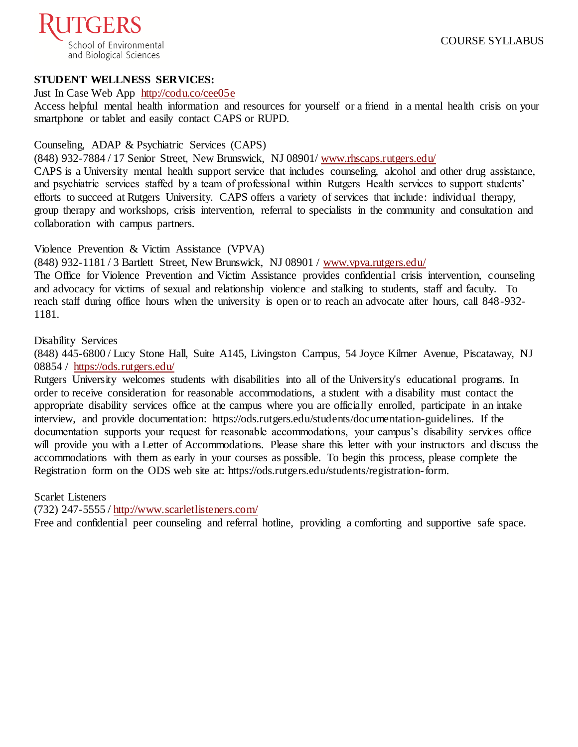**STUDENT WELLNESS SERVICES:**

Just In Case Web App http://codu.co/cee05e

Access helpful mental health information and resources for yourself or a friend in a mental health crisis on your smartphone or tablet and easily contact CAPS or RUPD.

Counseling, ADAP & Psychiatric Services (CAPS)

(848) 932-7884 / 17 Senior Street, New Brunswick, NJ 08901/ www.rhscaps.rutgers.edu/

CAPS is a University mental health support service that includes counseling, alcohol and other drug assistance, and psychiatric services staffed by a team of professional within Rutgers Health services to support students' efforts to succeed at Rutgers University. CAPS offers a variety of services that include: individual therapy, group therapy and workshops, crisis intervention, referral to specialists in the community and consultation and collaboration with campus partners.

Violence Prevention & Victim Assistance (VPVA)

(848) 932-1181 / 3 Bartlett Street, New Brunswick, NJ 08901 / www.vpva.rutgers.edu/

The Office for Violence Prevention and Victim Assistance provides confidential crisis intervention, counseling and advocacy for victims of sexual and relationship violence and stalking to students, staff and faculty. To reach staff during office hours when the university is open or to reach an advocate after hours, call 848-932-1181.

Disability Services

(848) 445-6800 / Lucy Stone Hall, Suite A145, Livingston Campus, 54 Joyce Kilmer Avenue, Piscataway, NJ 08854 / https://ods.rutgers.edu/

Rutgers University welcomes students with disabilities into all of the University's educational programs. In order to receive consideration for reasonable accommodations, a student with a disability must contact the appropriate disability services office at the campus where you are officially enrolled, participate in an intake interview, and provide documentation: https://ods.rutgers.edu/students/documentation-guidelines. If the documentation supports your request for reasonable accommodations, your campus's disability services office will provide you with a Letter of Accommodations. Please share this letter with your instructors and discuss the accommodations with them as early in your courses as possible. To begin this process, please complete the Registration form on the ODS web site at: https://ods.rutgers.edu/students/registration-form.

Scarlet Listeners

(732) 247-5555 / http://www.scarletlisteners.com/

Free and confidential peer counseling and referral hotline, providing a comforting and supportive safe space.